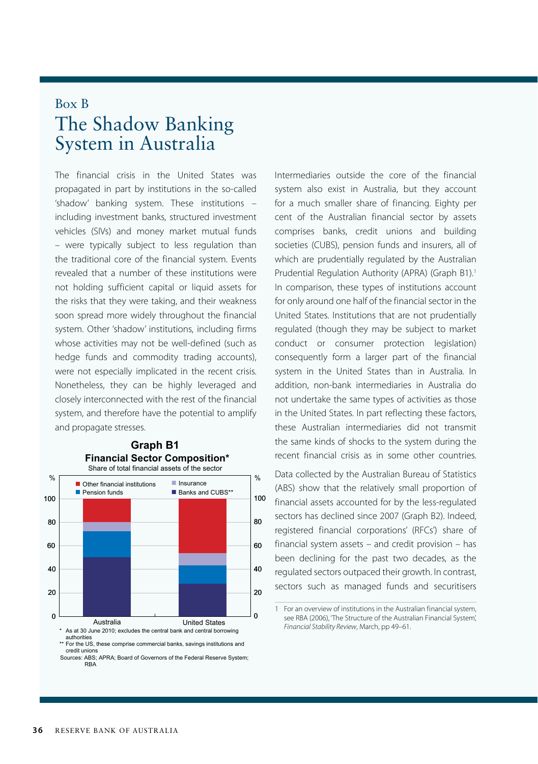## Box B

# The Shadow Banking System in Australia

The financial crisis in the United States was propagated in part by institutions in the so-called 'shadow' banking system. These institutions – including investment banks, structured investment vehicles (SIVs) and money market mutual funds – were typically subject to less regulation than the traditional core of the financial system. Events revealed that a number of these institutions were not holding sufficient capital or liquid assets for the risks that they were taking, and their weakness soon spread more widely throughout the financial system. Other 'shadow' institutions, including firms whose activities may not be well-defined (such as hedge funds and commodity trading accounts), were not especially implicated in the recent crisis. Nonetheless, they can be highly leveraged and closely interconnected with the rest of the financial system, and therefore have the potential to amplify and propagate stresses.

**Graph B1**
**Financial Sector Composition***
Share of total financial assets of the sector

| | Banks and CUBS** | Pension funds | Insurance | Other financial institutions |
|---|---|---|---|---|
| Australia | ~50 | ~22 | ~8 | ~20 |
| United States | ~28 | ~15 | ~10 | ~46 |

\* As at 30 June 2010; excludes the central bank and central borrowing authorities
\*\* For the US, these comprise commercial banks, savings institutions and credit unions
Sources: ABS; APRA; Board of Governors of the Federal Reserve System; RBA

Intermediaries outside the core of the financial system also exist in Australia, but they account for a much smaller share of financing. Eighty per cent of the Australian financial sector by assets comprises banks, credit unions and building societies (CUBS), pension funds and insurers, all of which are prudentially regulated by the Australian Prudential Regulation Authority (APRA) (Graph B1).[1] In comparison, these types of institutions account for only around one half of the financial sector in the United States. Institutions that are not prudentially regulated (though they may be subject to market conduct or consumer protection legislation) consequently form a larger part of the financial system in the United States than in Australia. In addition, non-bank intermediaries in Australia do not undertake the same types of activities as those in the United States. In part reflecting these factors, these Australian intermediaries did not transmit the same kinds of shocks to the system during the recent financial crisis as in some other countries.

Data collected by the Australian Bureau of Statistics (ABS) show that the relatively small proportion of financial assets accounted for by the less-regulated sectors has declined since 2007 (Graph B2). Indeed, registered financial corporations' (RFCs') share of financial system assets – and credit provision – has been declining for the past two decades, as the regulated sectors outpaced their growth. In contrast, sectors such as managed funds and securitisers

1 For an overview of institutions in the Australian financial system, see RBA (2006), 'The Structure of the Australian Financial System', *Financial Stability Review*, March, pp 49–61.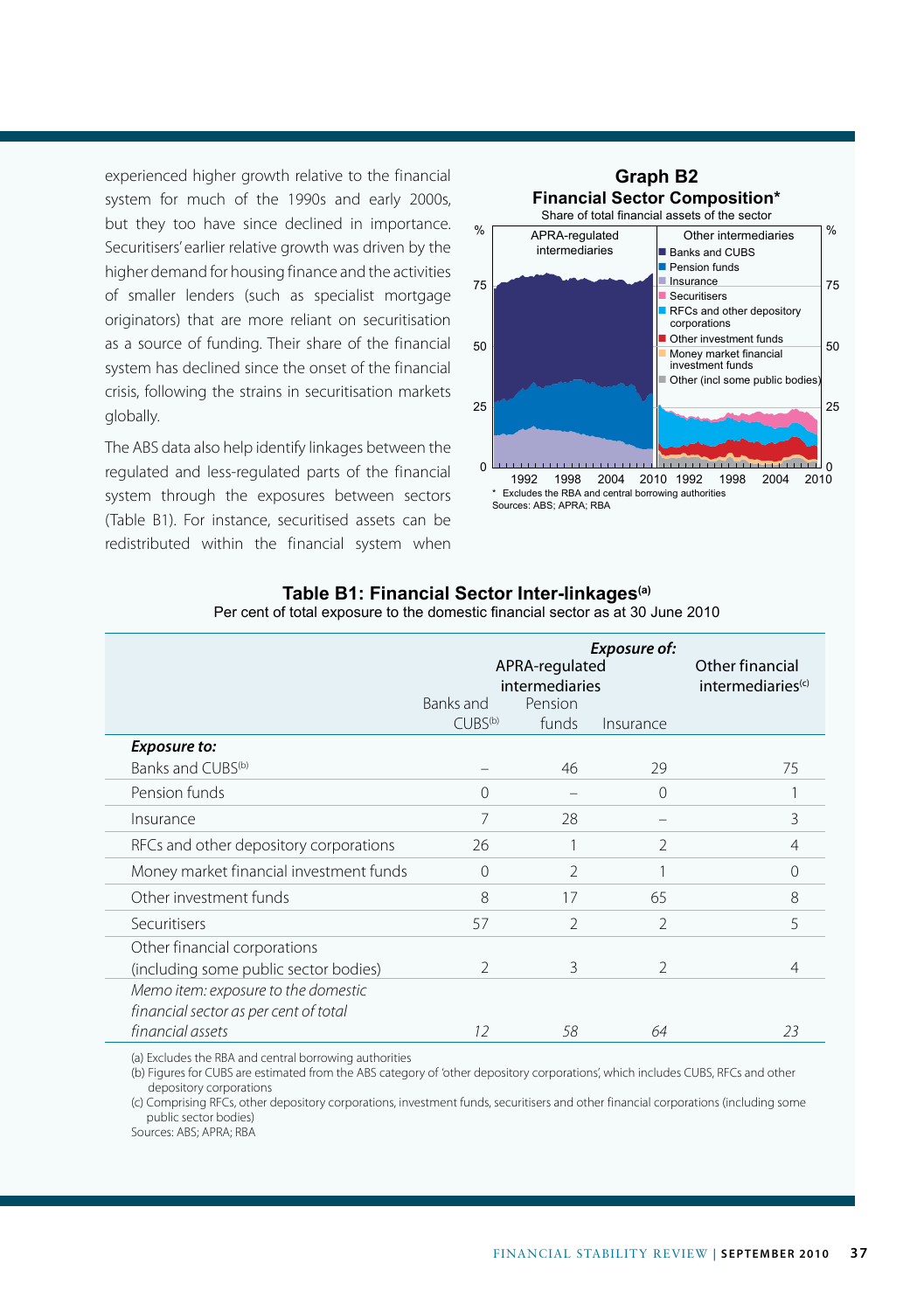experienced higher growth relative to the financial system for much of the 1990s and early 2000s, but they too have since declined in importance. Securitisers' earlier relative growth was driven by the higher demand for housing finance and the activities of smaller lenders (such as specialist mortgage originators) that are more reliant on securitisation as a source of funding. Their share of the financial system has declined since the onset of the financial crisis, following the strains in securitisation markets globally.

The ABS data also help identify linkages between the regulated and less-regulated parts of the financial system through the exposures between sectors (Table B1). For instance, securitised assets can be redistributed within the financial system when

**Graph B2**
**Financial Sector Composition***
Share of total financial assets of the sector

\* Excludes the RBA and central borrowing authorities
Sources: ABS; APRA; RBA

**Table B1: Financial Sector Inter-linkages(a)**
Per cent of total exposure to the domestic financial sector as at 30 June 2010

| | *Exposure of:* APRA-regulated intermediaries | | | Other financial intermediaries(c) |
|---|---|---|---|---|
| | Banks and CUBS(b) | Pension funds | Insurance | |
| ***Exposure to:*** | | | | |
| Banks and CUBS(b) | – | 46 | 29 | 75 |
| Pension funds | 0 | – | 0 | 1 |
| Insurance | 7 | 28 | – | 3 |
| RFCs and other depository corporations | 26 | 1 | 2 | 4 |
| Money market financial investment funds | 0 | 2 | 1 | 0 |
| Other investment funds | 8 | 17 | 65 | 8 |
| Securitisers | 57 | 2 | 2 | 5 |
| Other financial corporations (including some public sector bodies) | 2 | 3 | 2 | 4 |
| *Memo item: exposure to the domestic financial sector as per cent of total financial assets* | *12* | *58* | *64* | *23* |

(a) Excludes the RBA and central borrowing authorities
(b) Figures for CUBS are estimated from the ABS category of 'other depository corporations', which includes CUBS, RFCs and other depository corporations
(c) Comprising RFCs, other depository corporations, investment funds, securitisers and other financial corporations (including some public sector bodies)
Sources: ABS; APRA; RBA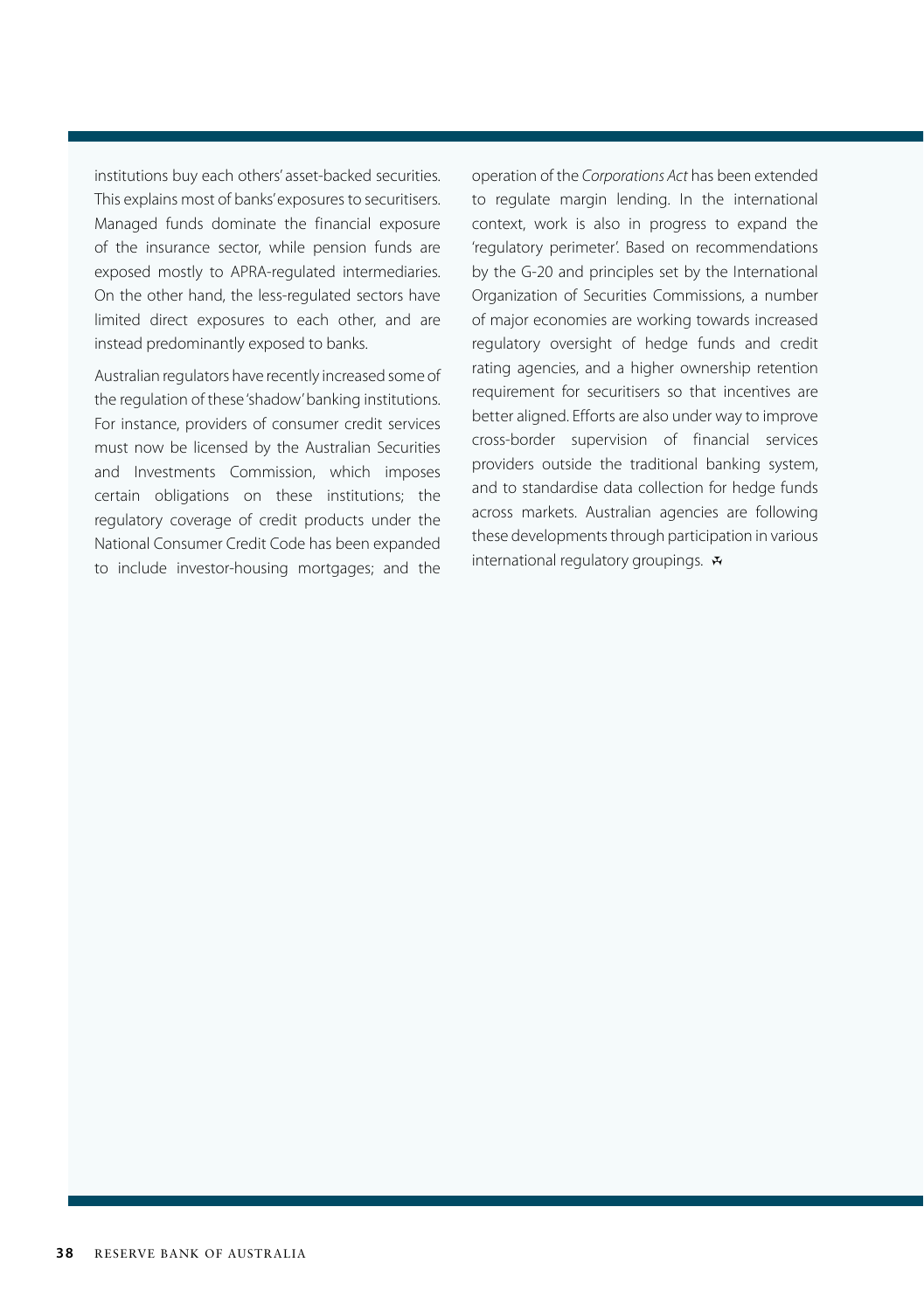institutions buy each others' asset-backed securities. This explains most of banks' exposures to securitisers. Managed funds dominate the financial exposure of the insurance sector, while pension funds are exposed mostly to APRA-regulated intermediaries. On the other hand, the less-regulated sectors have limited direct exposures to each other, and are instead predominantly exposed to banks.

Australian regulators have recently increased some of the regulation of these 'shadow' banking institutions. For instance, providers of consumer credit services must now be licensed by the Australian Securities and Investments Commission, which imposes certain obligations on these institutions; the regulatory coverage of credit products under the National Consumer Credit Code has been expanded to include investor-housing mortgages; and the operation of the *Corporations Act* has been extended to regulate margin lending. In the international context, work is also in progress to expand the 'regulatory perimeter'. Based on recommendations by the G-20 and principles set by the International Organization of Securities Commissions, a number of major economies are working towards increased regulatory oversight of hedge funds and credit rating agencies, and a higher ownership retention requirement for securitisers so that incentives are better aligned. Efforts are also under way to improve cross-border supervision of financial services providers outside the traditional banking system, and to standardise data collection for hedge funds across markets. Australian agencies are following these developments through participation in various international regulatory groupings.